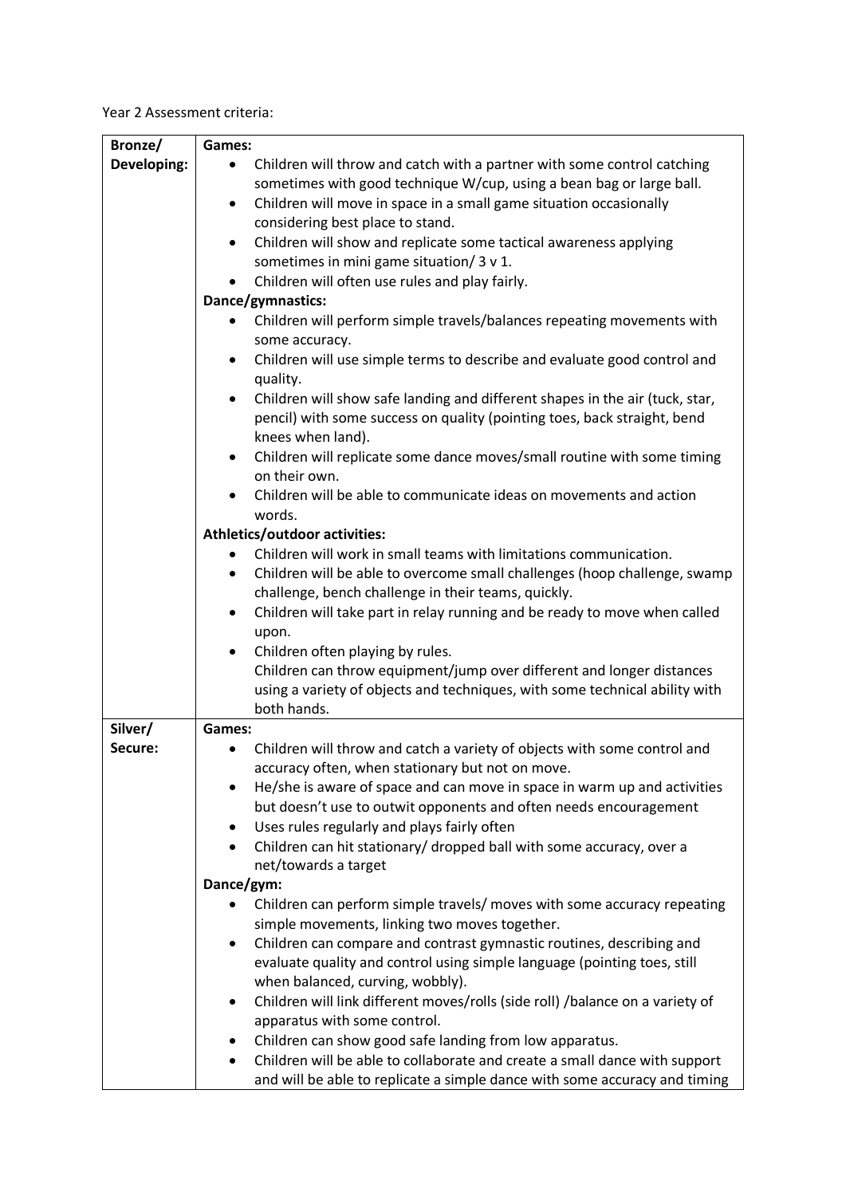Year 2 Assessment criteria:

| | |
|---|---|
| **Bronze/ Developing:** | **Games:**<br>• Children will throw and catch with a partner with some control catching sometimes with good technique W/cup, using a bean bag or large ball.<br>• Children will move in space in a small game situation occasionally considering best place to stand.<br>• Children will show and replicate some tactical awareness applying sometimes in mini game situation/ 3 v 1.<br>• Children will often use rules and play fairly.<br>**Dance/gymnastics:**<br>• Children will perform simple travels/balances repeating movements with some accuracy.<br>• Children will use simple terms to describe and evaluate good control and quality.<br>• Children will show safe landing and different shapes in the air (tuck, star, pencil) with some success on quality (pointing toes, back straight, bend knees when land).<br>• Children will replicate some dance moves/small routine with some timing on their own.<br>• Children will be able to communicate ideas on movements and action words.<br>**Athletics/outdoor activities:**<br>• Children will work in small teams with limitations communication.<br>• Children will be able to overcome small challenges (hoop challenge, swamp challenge, bench challenge in their teams, quickly.<br>• Children will take part in relay running and be ready to move when called upon.<br>• Children often playing by rules.<br>Children can throw equipment/jump over different and longer distances using a variety of objects and techniques, with some technical ability with both hands. |
| **Silver/ Secure:** | **Games:**<br>• Children will throw and catch a variety of objects with some control and accuracy often, when stationary but not on move.<br>• He/she is aware of space and can move in space in warm up and activities but doesn't use to outwit opponents and often needs encouragement<br>• Uses rules regularly and plays fairly often<br>• Children can hit stationary/ dropped ball with some accuracy, over a net/towards a target<br>**Dance/gym:**<br>• Children can perform simple travels/ moves with some accuracy repeating simple movements, linking two moves together.<br>• Children can compare and contrast gymnastic routines, describing and evaluate quality and control using simple language (pointing toes, still when balanced, curving, wobbly).<br>• Children will link different moves/rolls (side roll) /balance on a variety of apparatus with some control.<br>• Children can show good safe landing from low apparatus.<br>• Children will be able to collaborate and create a small dance with support and will be able to replicate a simple dance with some accuracy and timing |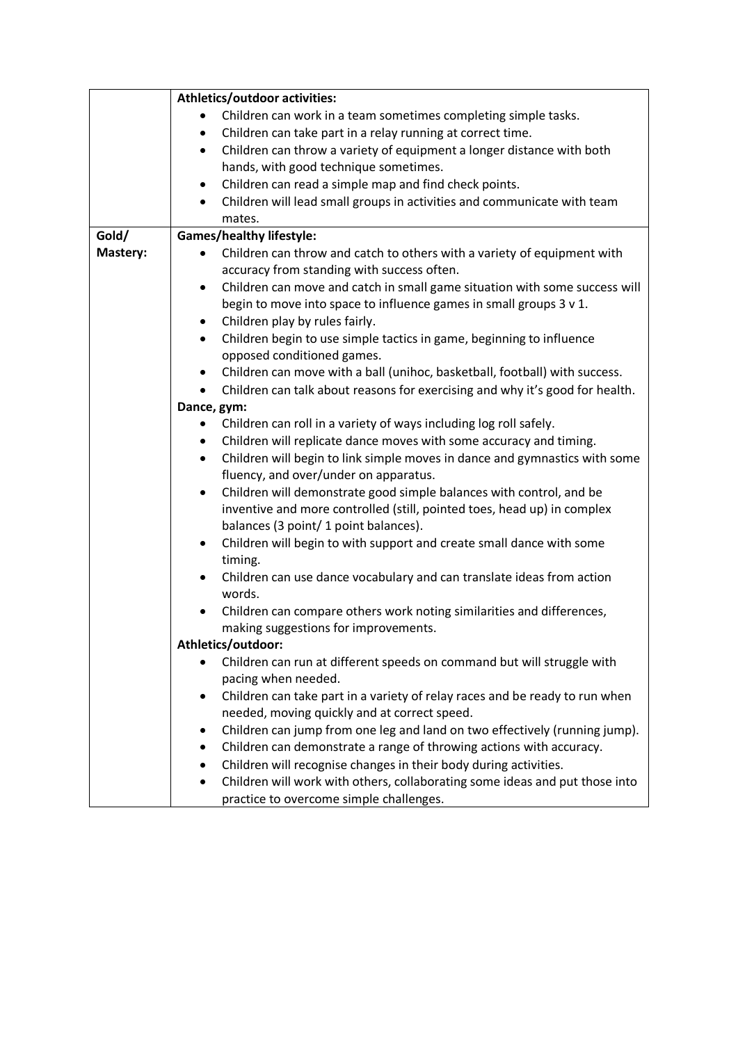| | |
|---|---|
| | **Athletics/outdoor activities:**<br>• Children can work in a team sometimes completing simple tasks.<br>• Children can take part in a relay running at correct time.<br>• Children can throw a variety of equipment a longer distance with both hands, with good technique sometimes.<br>• Children can read a simple map and find check points.<br>• Children will lead small groups in activities and communicate with team mates. |
| **Gold/ Mastery:** | **Games/healthy lifestyle:**<br>• Children can throw and catch to others with a variety of equipment with accuracy from standing with success often.<br>• Children can move and catch in small game situation with some success will begin to move into space to influence games in small groups 3 v 1.<br>• Children play by rules fairly.<br>• Children begin to use simple tactics in game, beginning to influence opposed conditioned games.<br>• Children can move with a ball (unihoc, basketball, football) with success.<br>• Children can talk about reasons for exercising and why it's good for health.<br>**Dance, gym:**<br>• Children can roll in a variety of ways including log roll safely.<br>• Children will replicate dance moves with some accuracy and timing.<br>• Children will begin to link simple moves in dance and gymnastics with some fluency, and over/under on apparatus.<br>• Children will demonstrate good simple balances with control, and be inventive and more controlled (still, pointed toes, head up) in complex balances (3 point/ 1 point balances).<br>• Children will begin to with support and create small dance with some timing.<br>• Children can use dance vocabulary and can translate ideas from action words.<br>• Children can compare others work noting similarities and differences, making suggestions for improvements.<br>**Athletics/outdoor:**<br>• Children can run at different speeds on command but will struggle with pacing when needed.<br>• Children can take part in a variety of relay races and be ready to run when needed, moving quickly and at correct speed.<br>• Children can jump from one leg and land on two effectively (running jump).<br>• Children can demonstrate a range of throwing actions with accuracy.<br>• Children will recognise changes in their body during activities.<br>• Children will work with others, collaborating some ideas and put those into practice to overcome simple challenges. |